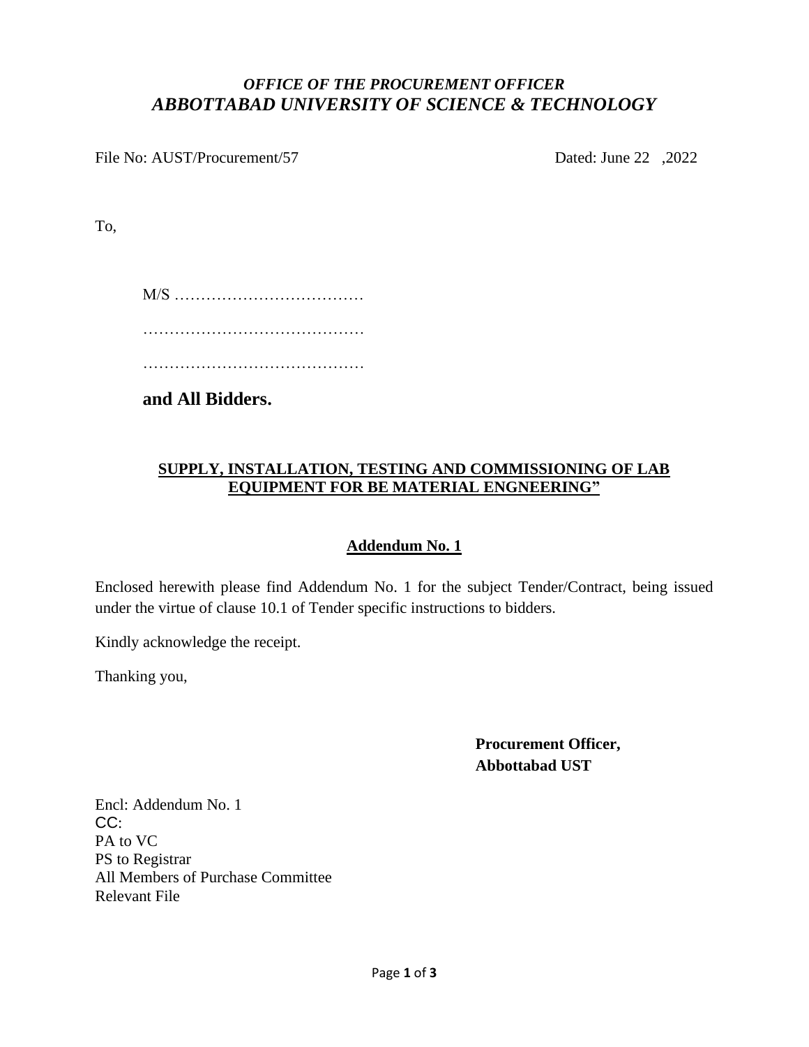***OFFICE OF THE PROCUREMENT OFFICER***
***ABBOTTABAD UNIVERSITY OF SCIENCE & TECHNOLOGY***

File No: AUST/Procurement/57 Dated: June 22 ,2022

To,

M/S ………………………………

……………………………………

……………………………………

**and All Bidders.**

**SUPPLY, INSTALLATION, TESTING AND COMMISSIONING OF LAB EQUIPMENT FOR BE MATERIAL ENGNEERING"**

**Addendum No. 1**

Enclosed herewith please find Addendum No. 1 for the subject Tender/Contract, being issued under the virtue of clause 10.1 of Tender specific instructions to bidders.

Kindly acknowledge the receipt.

Thanking you,

**Procurement Officer,**
**Abbottabad UST**

Encl: Addendum No. 1
CC:
PA to VC
PS to Registrar
All Members of Purchase Committee
Relevant File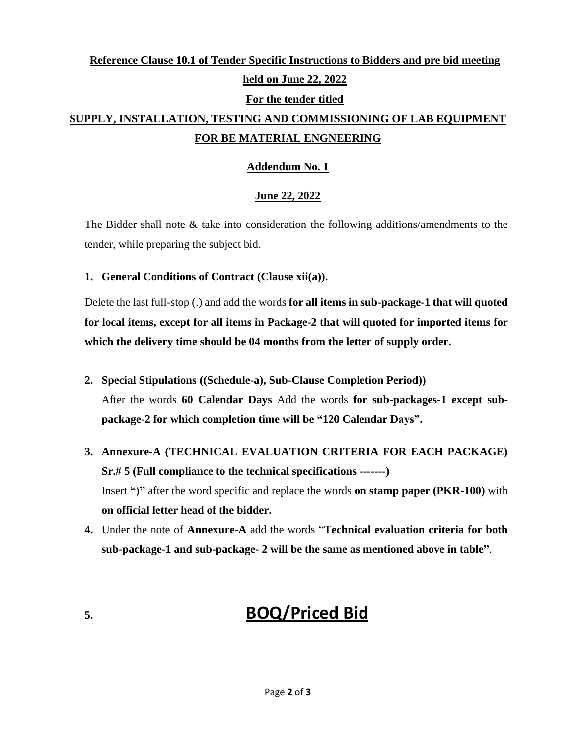**Reference Clause 10.1 of Tender Specific Instructions to Bidders and pre bid meeting held on June 22, 2022**

**For the tender titled**

**SUPPLY, INSTALLATION, TESTING AND COMMISSIONING OF LAB EQUIPMENT FOR BE MATERIAL ENGNEERING**

**Addendum No. 1**

**June 22, 2022**

The Bidder shall note & take into consideration the following additions/amendments to the tender, while preparing the subject bid.

1. **General Conditions of Contract (Clause xii(a)).**

Delete the last full-stop (.) and add the words **for all items in sub-package-1 that will quoted for local items, except for all items in Package-2 that will quoted for imported items for which the delivery time should be 04 months from the letter of supply order.**

2. **Special Stipulations ((Schedule-a), Sub-Clause Completion Period))**
   After the words **60 Calendar Days** Add the words **for sub-packages-1 except sub-package-2 for which completion time will be "120 Calendar Days".**

3. **Annexure-A (TECHNICAL EVALUATION CRITERIA FOR EACH PACKAGE) Sr.# 5 (Full compliance to the technical specifications -------)**
   Insert **")"** after the word specific and replace the words **on stamp paper (PKR-100)** with **on official letter head of the bidder.**

4. Under the note of **Annexure-A** add the words "**Technical evaluation criteria for both sub-package-1 and sub-package- 2 will be the same as mentioned above in table"**.

5. **BOQ/Priced Bid**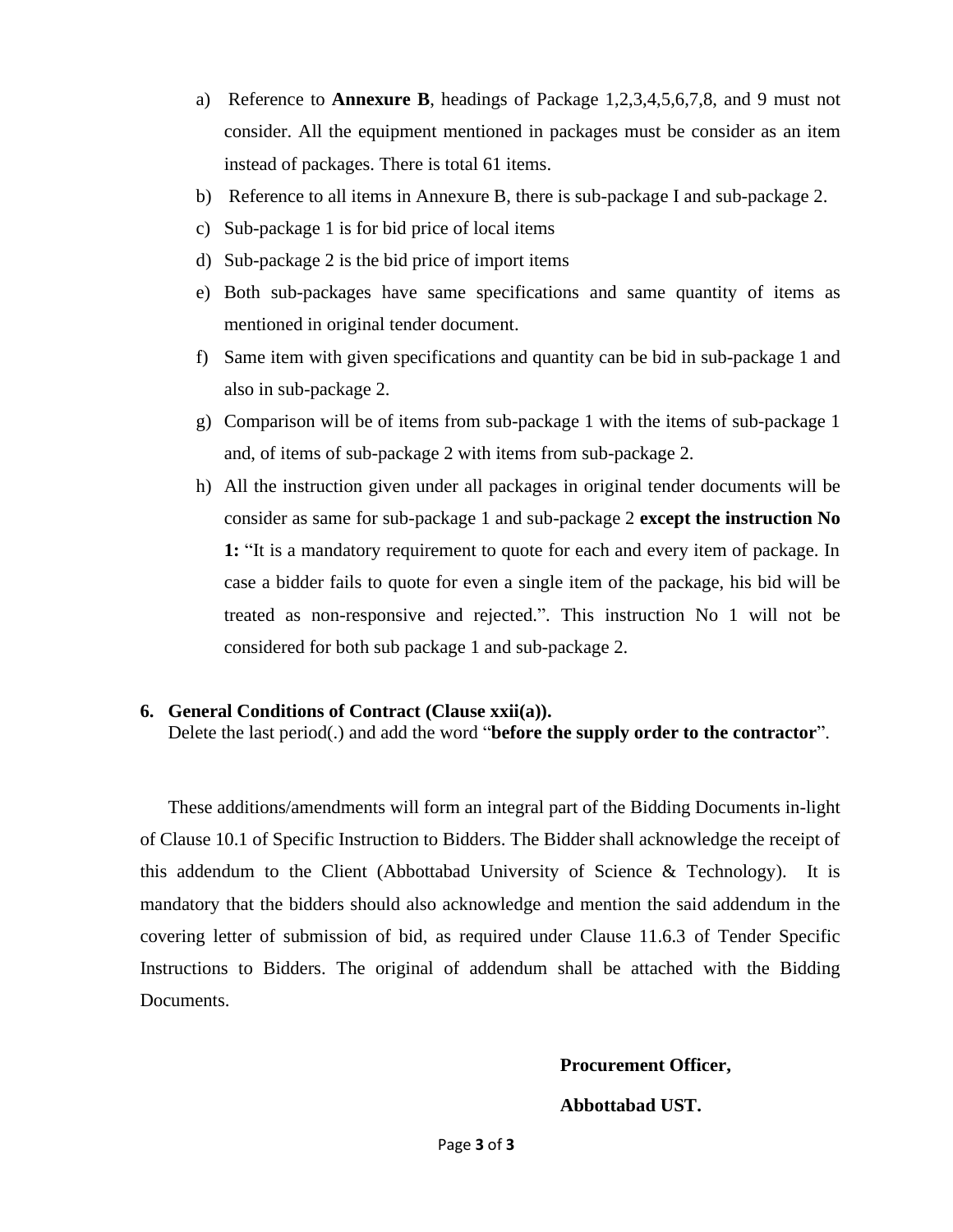a) Reference to **Annexure B**, headings of Package 1,2,3,4,5,6,7,8, and 9 must not consider. All the equipment mentioned in packages must be consider as an item instead of packages. There is total 61 items.

b) Reference to all items in Annexure B, there is sub-package I and sub-package 2.

c) Sub-package 1 is for bid price of local items

d) Sub-package 2 is the bid price of import items

e) Both sub-packages have same specifications and same quantity of items as mentioned in original tender document.

f) Same item with given specifications and quantity can be bid in sub-package 1 and also in sub-package 2.

g) Comparison will be of items from sub-package 1 with the items of sub-package 1 and, of items of sub-package 2 with items from sub-package 2.

h) All the instruction given under all packages in original tender documents will be consider as same for sub-package 1 and sub-package 2 **except the instruction No 1:** "It is a mandatory requirement to quote for each and every item of package. In case a bidder fails to quote for even a single item of the package, his bid will be treated as non-responsive and rejected.". This instruction No 1 will not be considered for both sub package 1 and sub-package 2.

**6. General Conditions of Contract (Clause xxii(a)).**

Delete the last period(.) and add the word "**before the supply order to the contractor**".

These additions/amendments will form an integral part of the Bidding Documents in-light of Clause 10.1 of Specific Instruction to Bidders. The Bidder shall acknowledge the receipt of this addendum to the Client (Abbottabad University of Science & Technology). It is mandatory that the bidders should also acknowledge and mention the said addendum in the covering letter of submission of bid, as required under Clause 11.6.3 of Tender Specific Instructions to Bidders. The original of addendum shall be attached with the Bidding Documents.

**Procurement Officer,**

**Abbottabad UST.**